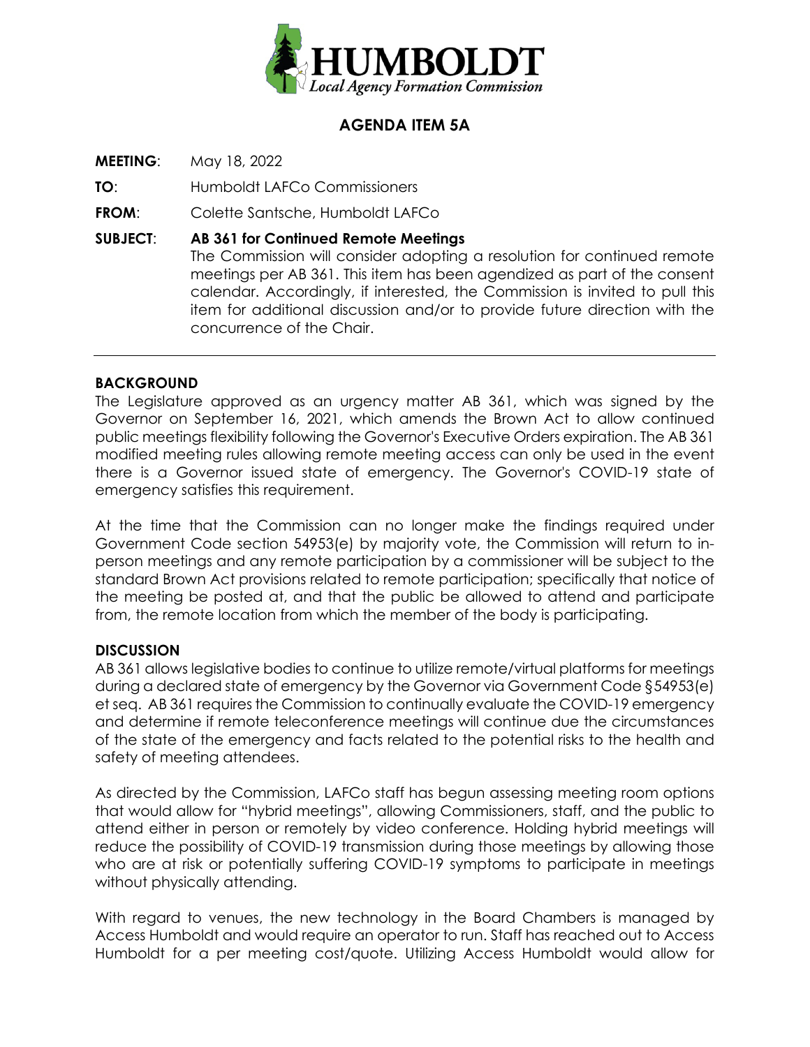**HUMBOLDT**
*Local Agency Formation Commission*

## AGENDA ITEM 5A

**MEETING**: May 18, 2022

**TO**: Humboldt LAFCo Commissioners

**FROM**: Colette Santsche, Humboldt LAFCo

**SUBJECT**: **AB 361 for Continued Remote Meetings**
The Commission will consider adopting a resolution for continued remote meetings per AB 361. This item has been agendized as part of the consent calendar. Accordingly, if interested, the Commission is invited to pull this item for additional discussion and/or to provide future direction with the concurrence of the Chair.

---

### BACKGROUND

The Legislature approved as an urgency matter AB 361, which was signed by the Governor on September 16, 2021, which amends the Brown Act to allow continued public meetings flexibility following the Governor's Executive Orders expiration. The AB 361 modified meeting rules allowing remote meeting access can only be used in the event there is a Governor issued state of emergency. The Governor's COVID-19 state of emergency satisfies this requirement.

At the time that the Commission can no longer make the findings required under Government Code section 54953(e) by majority vote, the Commission will return to in-person meetings and any remote participation by a commissioner will be subject to the standard Brown Act provisions related to remote participation; specifically that notice of the meeting be posted at, and that the public be allowed to attend and participate from, the remote location from which the member of the body is participating.

### DISCUSSION

AB 361 allows legislative bodies to continue to utilize remote/virtual platforms for meetings during a declared state of emergency by the Governor via Government Code §54953(e) et seq. AB 361 requires the Commission to continually evaluate the COVID-19 emergency and determine if remote teleconference meetings will continue due the circumstances of the state of the emergency and facts related to the potential risks to the health and safety of meeting attendees.

As directed by the Commission, LAFCo staff has begun assessing meeting room options that would allow for "hybrid meetings", allowing Commissioners, staff, and the public to attend either in person or remotely by video conference. Holding hybrid meetings will reduce the possibility of COVID-19 transmission during those meetings by allowing those who are at risk or potentially suffering COVID-19 symptoms to participate in meetings without physically attending.

With regard to venues, the new technology in the Board Chambers is managed by Access Humboldt and would require an operator to run. Staff has reached out to Access Humboldt for a per meeting cost/quote. Utilizing Access Humboldt would allow for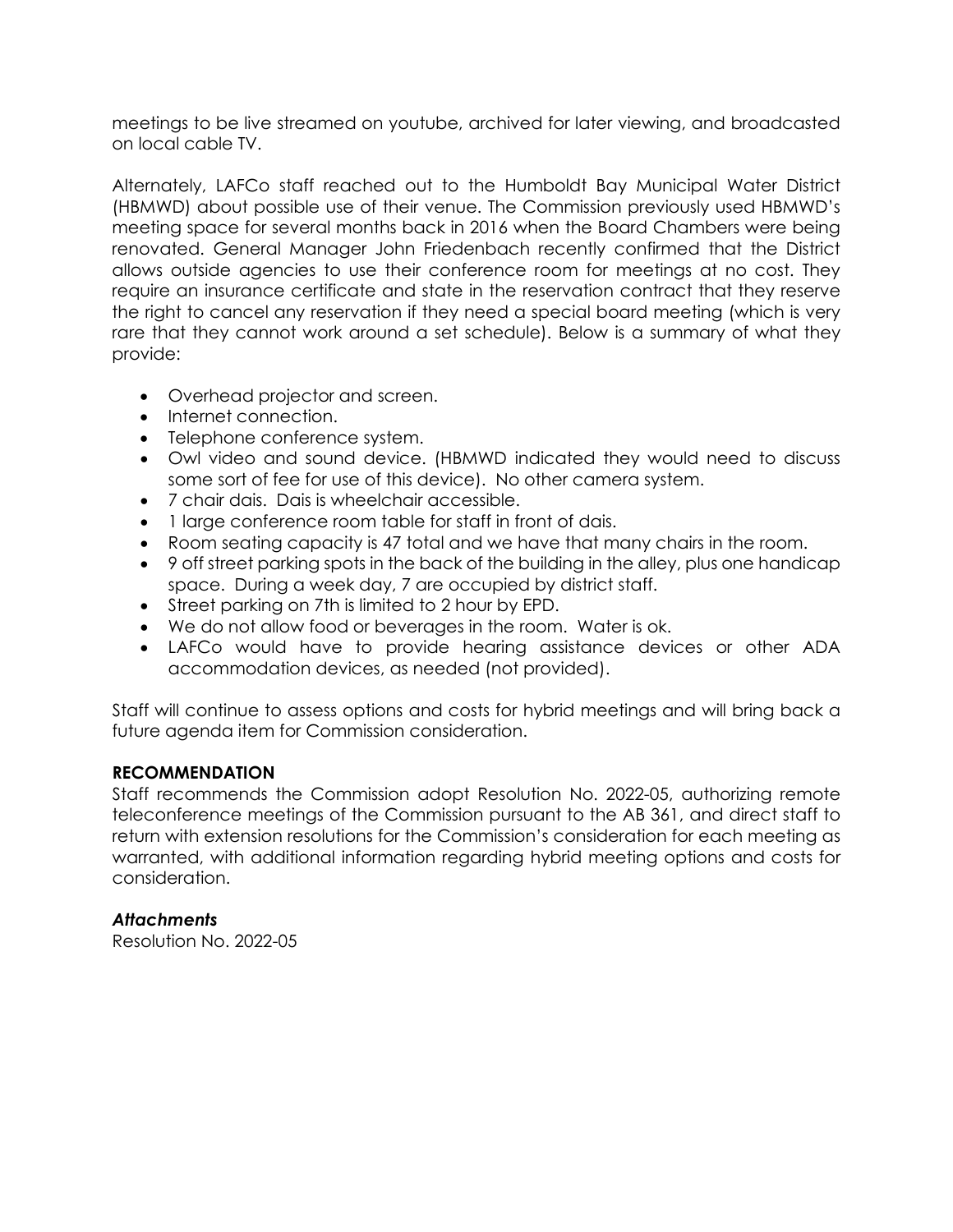meetings to be live streamed on youtube, archived for later viewing, and broadcasted on local cable TV.

Alternately, LAFCo staff reached out to the Humboldt Bay Municipal Water District (HBMWD) about possible use of their venue. The Commission previously used HBMWD's meeting space for several months back in 2016 when the Board Chambers were being renovated. General Manager John Friedenbach recently confirmed that the District allows outside agencies to use their conference room for meetings at no cost. They require an insurance certificate and state in the reservation contract that they reserve the right to cancel any reservation if they need a special board meeting (which is very rare that they cannot work around a set schedule). Below is a summary of what they provide:

- Overhead projector and screen.
- Internet connection.
- Telephone conference system.
- Owl video and sound device. (HBMWD indicated they would need to discuss some sort of fee for use of this device). No other camera system.
- 7 chair dais. Dais is wheelchair accessible.
- 1 large conference room table for staff in front of dais.
- Room seating capacity is 47 total and we have that many chairs in the room.
- 9 off street parking spots in the back of the building in the alley, plus one handicap space. During a week day, 7 are occupied by district staff.
- Street parking on 7th is limited to 2 hour by EPD.
- We do not allow food or beverages in the room. Water is ok.
- LAFCo would have to provide hearing assistance devices or other ADA accommodation devices, as needed (not provided).

Staff will continue to assess options and costs for hybrid meetings and will bring back a future agenda item for Commission consideration.

**RECOMMENDATION**

Staff recommends the Commission adopt Resolution No. 2022-05, authorizing remote teleconference meetings of the Commission pursuant to the AB 361, and direct staff to return with extension resolutions for the Commission's consideration for each meeting as warranted, with additional information regarding hybrid meeting options and costs for consideration.

***Attachments***

Resolution No. 2022-05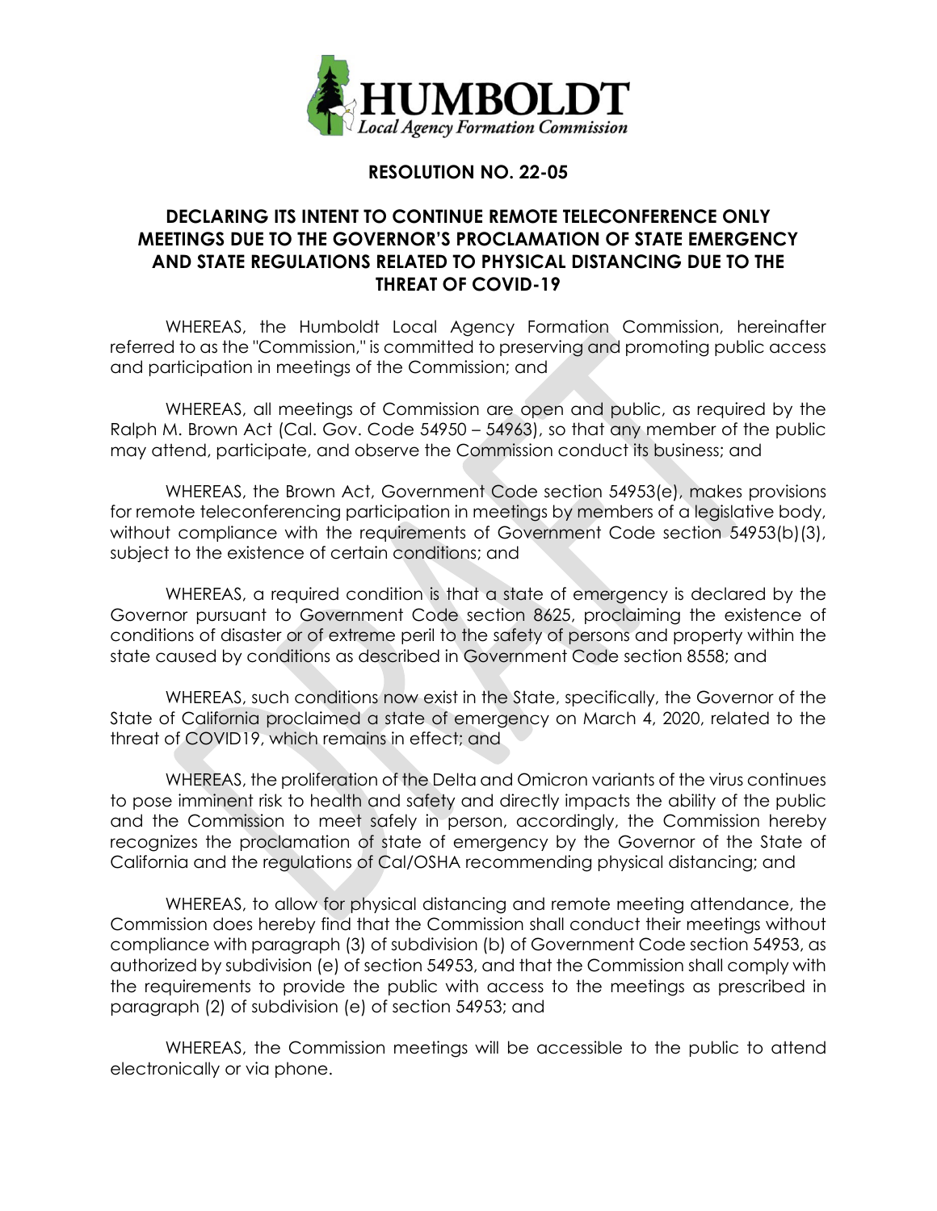**RESOLUTION NO. 22-05**

**DECLARING ITS INTENT TO CONTINUE REMOTE TELECONFERENCE ONLY MEETINGS DUE TO THE GOVERNOR'S PROCLAMATION OF STATE EMERGENCY AND STATE REGULATIONS RELATED TO PHYSICAL DISTANCING DUE TO THE THREAT OF COVID-19**

WHEREAS, the Humboldt Local Agency Formation Commission, hereinafter referred to as the "Commission," is committed to preserving and promoting public access and participation in meetings of the Commission; and

WHEREAS, all meetings of Commission are open and public, as required by the Ralph M. Brown Act (Cal. Gov. Code 54950 – 54963), so that any member of the public may attend, participate, and observe the Commission conduct its business; and

WHEREAS, the Brown Act, Government Code section 54953(e), makes provisions for remote teleconferencing participation in meetings by members of a legislative body, without compliance with the requirements of Government Code section 54953(b)(3), subject to the existence of certain conditions; and

WHEREAS, a required condition is that a state of emergency is declared by the Governor pursuant to Government Code section 8625, proclaiming the existence of conditions of disaster or of extreme peril to the safety of persons and property within the state caused by conditions as described in Government Code section 8558; and

WHEREAS, such conditions now exist in the State, specifically, the Governor of the State of California proclaimed a state of emergency on March 4, 2020, related to the threat of COVID19, which remains in effect; and

WHEREAS, the proliferation of the Delta and Omicron variants of the virus continues to pose imminent risk to health and safety and directly impacts the ability of the public and the Commission to meet safely in person, accordingly, the Commission hereby recognizes the proclamation of state of emergency by the Governor of the State of California and the regulations of Cal/OSHA recommending physical distancing; and

WHEREAS, to allow for physical distancing and remote meeting attendance, the Commission does hereby find that the Commission shall conduct their meetings without compliance with paragraph (3) of subdivision (b) of Government Code section 54953, as authorized by subdivision (e) of section 54953, and that the Commission shall comply with the requirements to provide the public with access to the meetings as prescribed in paragraph (2) of subdivision (e) of section 54953; and

WHEREAS, the Commission meetings will be accessible to the public to attend electronically or via phone.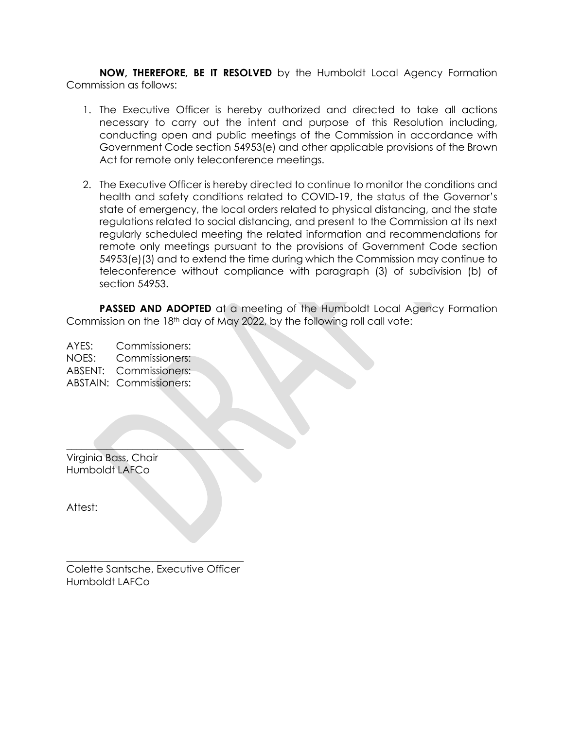**NOW, THEREFORE, BE IT RESOLVED** by the Humboldt Local Agency Formation Commission as follows:

1. The Executive Officer is hereby authorized and directed to take all actions necessary to carry out the intent and purpose of this Resolution including, conducting open and public meetings of the Commission in accordance with Government Code section 54953(e) and other applicable provisions of the Brown Act for remote only teleconference meetings.

2. The Executive Officer is hereby directed to continue to monitor the conditions and health and safety conditions related to COVID-19, the status of the Governor's state of emergency, the local orders related to physical distancing, and the state regulations related to social distancing, and present to the Commission at its next regularly scheduled meeting the related information and recommendations for remote only meetings pursuant to the provisions of Government Code section 54953(e)(3) and to extend the time during which the Commission may continue to teleconference without compliance with paragraph (3) of subdivision (b) of section 54953.

**PASSED AND ADOPTED** at a meeting of the Humboldt Local Agency Formation Commission on the 18th day of May 2022, by the following roll call vote:

AYES: Commissioners:
NOES: Commissioners:
ABSENT: Commissioners:
ABSTAIN: Commissioners:

\_\_\_\_\_\_\_\_\_\_\_\_\_\_\_\_\_\_\_\_\_\_\_\_\_\_\_\_\_\_\_\_\_\_
Virginia Bass, Chair
Humboldt LAFCo

Attest:

\_\_\_\_\_\_\_\_\_\_\_\_\_\_\_\_\_\_\_\_\_\_\_\_\_\_\_\_\_\_\_\_\_\_
Colette Santsche, Executive Officer
Humboldt LAFCo

DRAFT